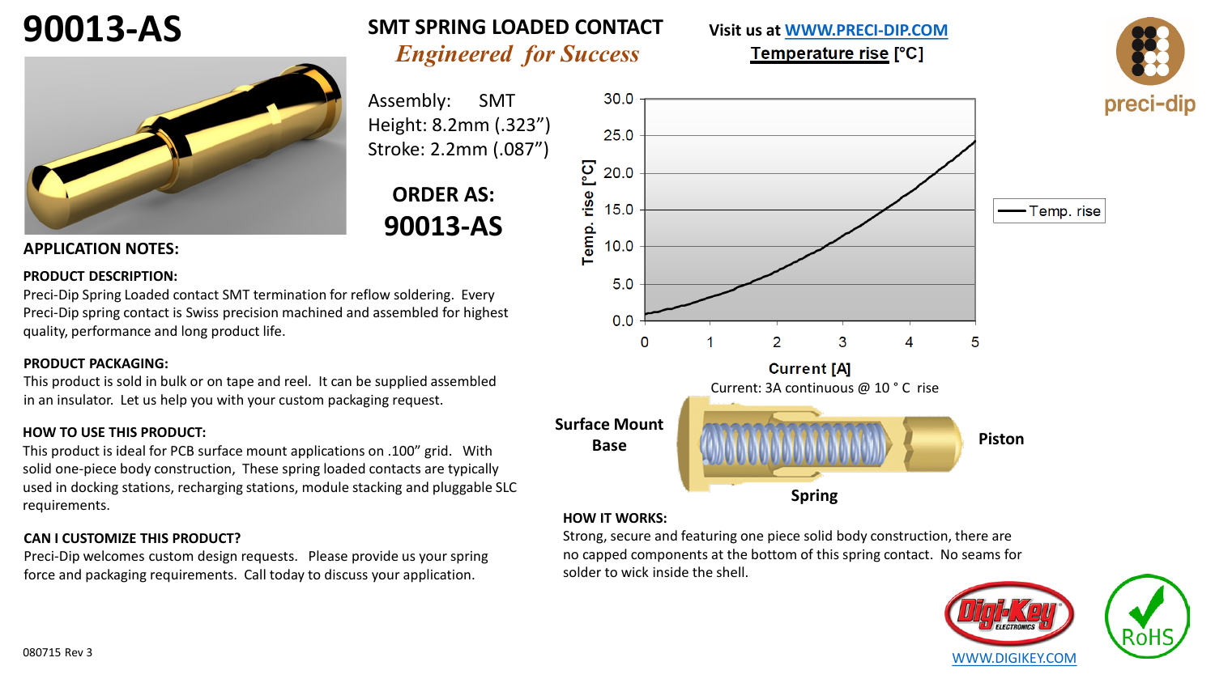# 90013-AS

## SMT SPRING LOADED CONTACT

*Engineered for Success*

Visit us at WWW.PRECI-DIP.COM

Assembly: SMT
Height: 8.2mm (.323")
Stroke: 2.2mm (.087")

**ORDER AS:**
**90013-AS**

**Temperature rise [°C]**

Temp. rise [°C]

Current [A]

Temp. rise

Current: 3A continuous @ 10 ° C rise

Surface Mount Base

Piston

Spring

## APPLICATION NOTES:

**PRODUCT DESCRIPTION:**
Preci-Dip Spring Loaded contact SMT termination for reflow soldering. Every Preci-Dip spring contact is Swiss precision machined and assembled for highest quality, performance and long product life.

**PRODUCT PACKAGING:**
This product is sold in bulk or on tape and reel. It can be supplied assembled in an insulator. Let us help you with your custom packaging request.

**HOW TO USE THIS PRODUCT:**
This product is ideal for PCB surface mount applications on .100" grid. With solid one-piece body construction, These spring loaded contacts are typically used in docking stations, recharging stations, module stacking and pluggable SLC requirements.

**CAN I CUSTOMIZE THIS PRODUCT?**
Preci-Dip welcomes custom design requests. Please provide us your spring force and packaging requirements. Call today to discuss your application.

**HOW IT WORKS:**
Strong, secure and featuring one piece solid body construction, there are no capped components at the bottom of this spring contact. No seams for solder to wick inside the shell.

WWW.DIGIKEY.COM

RoHS

080715 Rev 3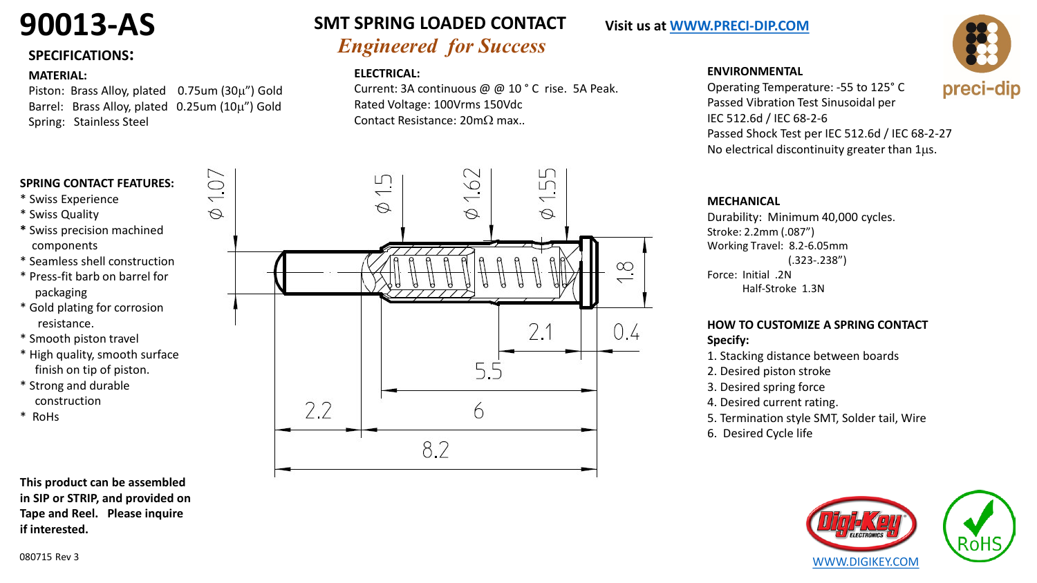# 90013-AS

## SMT SPRING LOADED CONTACT

*Engineered for Success*

Visit us at WWW.PRECI-DIP.COM

### SPECIFICATIONS:

**MATERIAL:**

Piston: Brass Alloy, plated 0.75um (30μ") Gold
Barrel: Brass Alloy, plated 0.25um (10μ") Gold
Spring: Stainless Steel

**ELECTRICAL:**

Current: 3A continuous @ @ 10 ° C rise. 5A Peak.
Rated Voltage: 100Vrms 150Vdc
Contact Resistance: 20mΩ max..

**ENVIRONMENTAL**

Operating Temperature: -55 to 125° C
Passed Vibration Test Sinusoidal per IEC 512.6d / IEC 68-2-6
Passed Shock Test per IEC 512.6d / IEC 68-2-27
No electrical discontinuity greater than 1μs.

**SPRING CONTACT FEATURES:**

* Swiss Experience
* Swiss Quality
* Swiss precision machined components
* Seamless shell construction
* Press-fit barb on barrel for packaging
* Gold plating for corrosion resistance.
* Smooth piston travel
* High quality, smooth surface finish on tip of piston.
* Strong and durable construction
* RoHS

ϕ 1.07
ϕ 1.5
ϕ 1.62
ϕ 1.55
1.8
2.1
0.4
5.5
2.2
6
8.2

**MECHANICAL**

Durability: Minimum 40,000 cycles.
Stroke: 2.2mm (.087")
Working Travel: 8.2-6.05mm (.323-.238")
Force: Initial .2N
Half-Stroke 1.3N

**HOW TO CUSTOMIZE A SPRING CONTACT**

**Specify:**

1. Stacking distance between boards
2. Desired piston stroke
3. Desired spring force
4. Desired current rating.
5. Termination style SMT, Solder tail, Wire
6. Desired Cycle life

**This product can be assembled in SIP or STRIP, and provided on Tape and Reel. Please inquire if interested.**

080715 Rev 3

WWW.DIGIKEY.COM